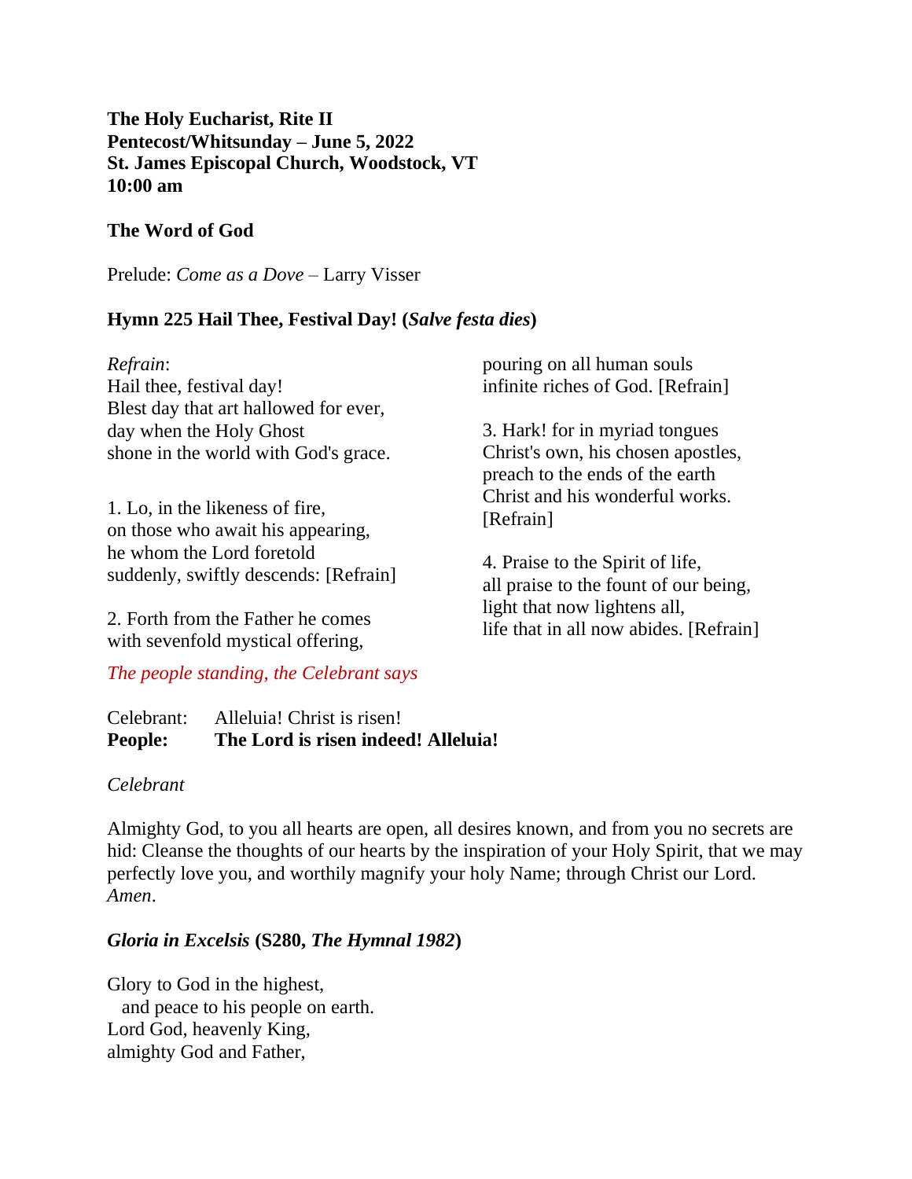**The Holy Eucharist, Rite II**
**Pentecost/Whitsunday – June 5, 2022**
**St. James Episcopal Church, Woodstock, VT**
**10:00 am**

**The Word of God**

Prelude: *Come as a Dove* – Larry Visser

**Hymn 225 Hail Thee, Festival Day! (*Salve festa dies*)**

*Refrain*:
Hail thee, festival day!
Blest day that art hallowed for ever,
day when the Holy Ghost
shone in the world with God's grace.

1. Lo, in the likeness of fire,
on those who await his appearing,
he whom the Lord foretold
suddenly, swiftly descends: [Refrain]

2. Forth from the Father he comes
with sevenfold mystical offering,
pouring on all human souls
infinite riches of God. [Refrain]

3. Hark! for in myriad tongues
Christ's own, his chosen apostles,
preach to the ends of the earth
Christ and his wonderful works.
[Refrain]

4. Praise to the Spirit of life,
all praise to the fount of our being,
light that now lightens all,
life that in all now abides. [Refrain]

*The people standing, the Celebrant says*

Celebrant: Alleluia! Christ is risen!
**People: The Lord is risen indeed! Alleluia!**

*Celebrant*

Almighty God, to you all hearts are open, all desires known, and from you no secrets are hid: Cleanse the thoughts of our hearts by the inspiration of your Holy Spirit, that we may perfectly love you, and worthily magnify your holy Name; through Christ our Lord. *Amen*.

***Gloria in Excelsis* (S280, *The Hymnal 1982*)**

Glory to God in the highest,
  and peace to his people on earth.
Lord God, heavenly King,
almighty God and Father,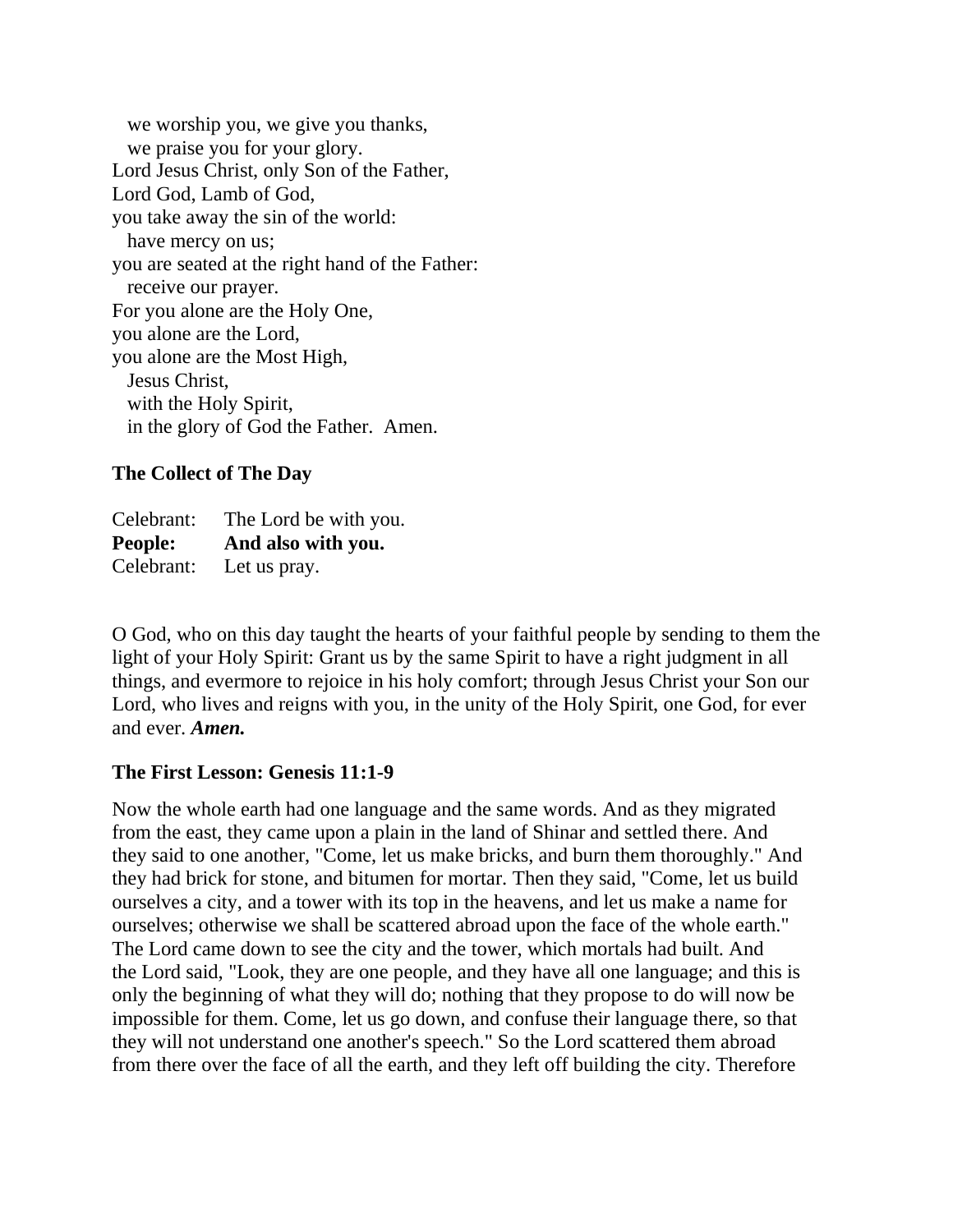we worship you, we give you thanks,
we praise you for your glory.
Lord Jesus Christ, only Son of the Father,
Lord God, Lamb of God,
you take away the sin of the world:
have mercy on us;
you are seated at the right hand of the Father:
receive our prayer.
For you alone are the Holy One,
you alone are the Lord,
you alone are the Most High,
Jesus Christ,
with the Holy Spirit,
in the glory of God the Father. Amen.

**The Collect of The Day**

Celebrant: The Lord be with you.
**People: And also with you.**
Celebrant: Let us pray.

O God, who on this day taught the hearts of your faithful people by sending to them the light of your Holy Spirit: Grant us by the same Spirit to have a right judgment in all things, and evermore to rejoice in his holy comfort; through Jesus Christ your Son our Lord, who lives and reigns with you, in the unity of the Holy Spirit, one God, for ever and ever. ***Amen.***

**The First Lesson: Genesis 11:1-9**

Now the whole earth had one language and the same words. And as they migrated from the east, they came upon a plain in the land of Shinar and settled there. And they said to one another, "Come, let us make bricks, and burn them thoroughly." And they had brick for stone, and bitumen for mortar. Then they said, "Come, let us build ourselves a city, and a tower with its top in the heavens, and let us make a name for ourselves; otherwise we shall be scattered abroad upon the face of the whole earth." The Lord came down to see the city and the tower, which mortals had built. And the Lord said, "Look, they are one people, and they have all one language; and this is only the beginning of what they will do; nothing that they propose to do will now be impossible for them. Come, let us go down, and confuse their language there, so that they will not understand one another's speech." So the Lord scattered them abroad from there over the face of all the earth, and they left off building the city. Therefore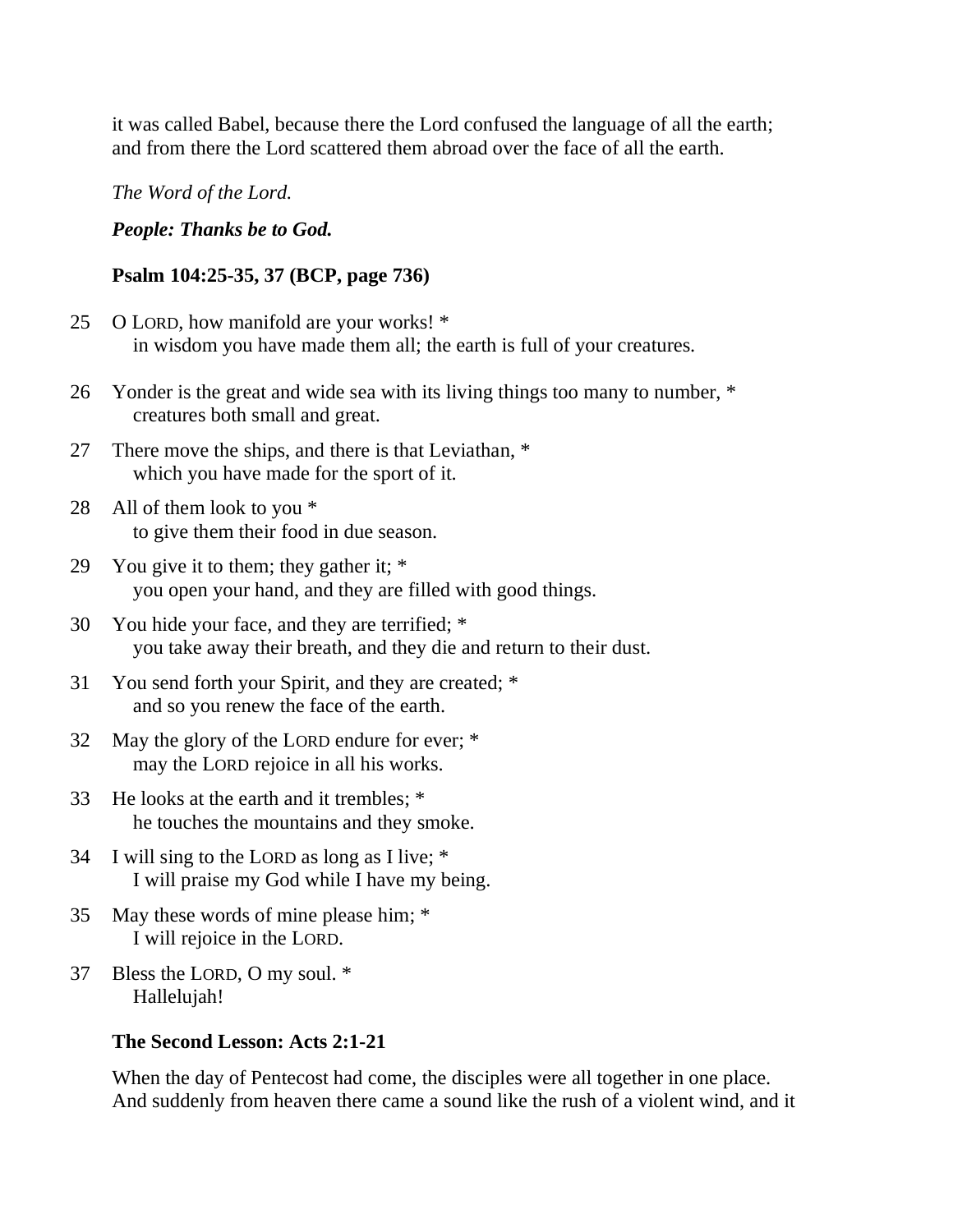it was called Babel, because there the Lord confused the language of all the earth; and from there the Lord scattered them abroad over the face of all the earth.

*The Word of the Lord.*

***People: Thanks be to God.***

**Psalm 104:25-35, 37 (BCP, page 736)**

25 O LORD, how manifold are your works! *
 in wisdom you have made them all; the earth is full of your creatures.

26 Yonder is the great and wide sea with its living things too many to number, *
 creatures both small and great.

27 There move the ships, and there is that Leviathan, *
 which you have made for the sport of it.

28 All of them look to you *
 to give them their food in due season.

29 You give it to them; they gather it; *
 you open your hand, and they are filled with good things.

30 You hide your face, and they are terrified; *
 you take away their breath, and they die and return to their dust.

31 You send forth your Spirit, and they are created; *
 and so you renew the face of the earth.

32 May the glory of the LORD endure for ever; *
 may the LORD rejoice in all his works.

33 He looks at the earth and it trembles; *
 he touches the mountains and they smoke.

34 I will sing to the LORD as long as I live; *
 I will praise my God while I have my being.

35 May these words of mine please him; *
 I will rejoice in the LORD.

37 Bless the LORD, O my soul. *
 Hallelujah!

**The Second Lesson: Acts 2:1-21**

When the day of Pentecost had come, the disciples were all together in one place. And suddenly from heaven there came a sound like the rush of a violent wind, and it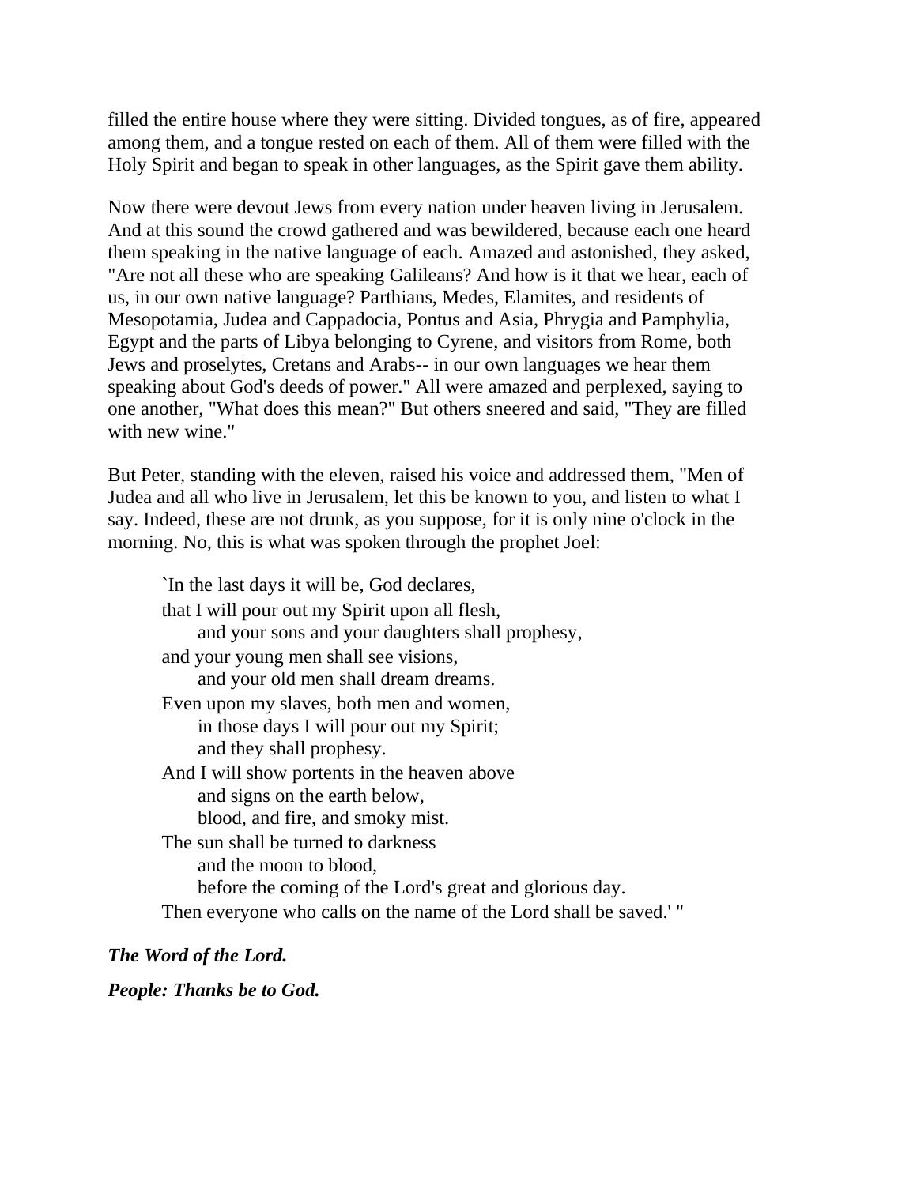filled the entire house where they were sitting. Divided tongues, as of fire, appeared among them, and a tongue rested on each of them. All of them were filled with the Holy Spirit and began to speak in other languages, as the Spirit gave them ability.

Now there were devout Jews from every nation under heaven living in Jerusalem. And at this sound the crowd gathered and was bewildered, because each one heard them speaking in the native language of each. Amazed and astonished, they asked, "Are not all these who are speaking Galileans? And how is it that we hear, each of us, in our own native language? Parthians, Medes, Elamites, and residents of Mesopotamia, Judea and Cappadocia, Pontus and Asia, Phrygia and Pamphylia, Egypt and the parts of Libya belonging to Cyrene, and visitors from Rome, both Jews and proselytes, Cretans and Arabs-- in our own languages we hear them speaking about God's deeds of power." All were amazed and perplexed, saying to one another, "What does this mean?" But others sneered and said, "They are filled with new wine."

But Peter, standing with the eleven, raised his voice and addressed them, "Men of Judea and all who live in Jerusalem, let this be known to you, and listen to what I say. Indeed, these are not drunk, as you suppose, for it is only nine o'clock in the morning. No, this is what was spoken through the prophet Joel:

> `In the last days it will be, God declares,
> that I will pour out my Spirit upon all flesh,
> &nbsp;&nbsp;&nbsp;&nbsp;and your sons and your daughters shall prophesy,
> and your young men shall see visions,
> &nbsp;&nbsp;&nbsp;&nbsp;and your old men shall dream dreams.
> Even upon my slaves, both men and women,
> &nbsp;&nbsp;&nbsp;&nbsp;in those days I will pour out my Spirit;
> &nbsp;&nbsp;&nbsp;&nbsp;and they shall prophesy.
> And I will show portents in the heaven above
> &nbsp;&nbsp;&nbsp;&nbsp;and signs on the earth below,
> &nbsp;&nbsp;&nbsp;&nbsp;blood, and fire, and smoky mist.
> The sun shall be turned to darkness
> &nbsp;&nbsp;&nbsp;&nbsp;and the moon to blood,
> &nbsp;&nbsp;&nbsp;&nbsp;before the coming of the Lord's great and glorious day.
> Then everyone who calls on the name of the Lord shall be saved.' "

***The Word of the Lord.***

***People: Thanks be to God.***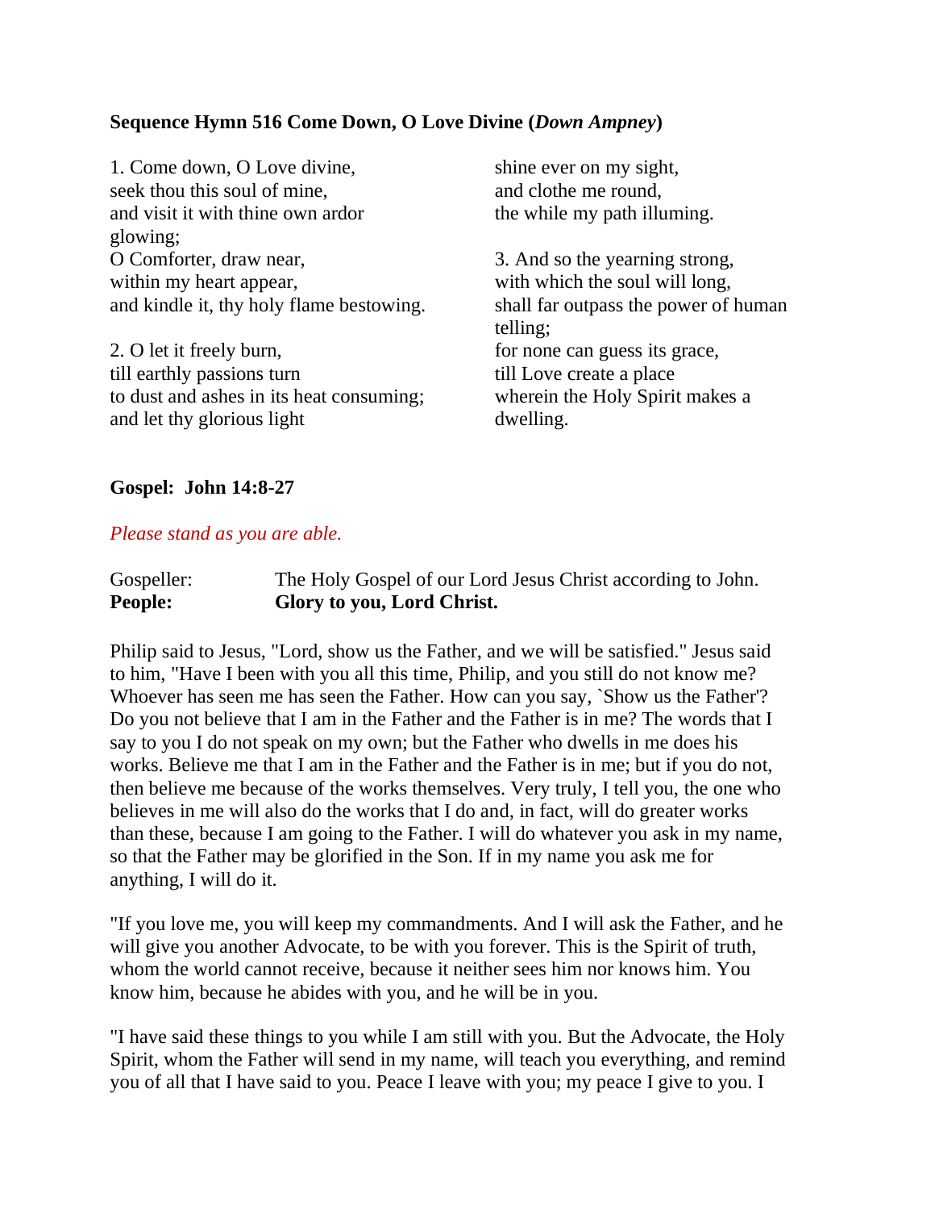**Sequence Hymn 516 Come Down, O Love Divine (*Down Ampney*)**

1. Come down, O Love divine,
seek thou this soul of mine,
and visit it with thine own ardor glowing;
O Comforter, draw near,
within my heart appear,
and kindle it, thy holy flame bestowing.

2. O let it freely burn,
till earthly passions turn
to dust and ashes in its heat consuming;
and let thy glorious light
shine ever on my sight,
and clothe me round,
the while my path illuming.

3. And so the yearning strong,
with which the soul will long,
shall far outpass the power of human telling;
for none can guess its grace,
till Love create a place
wherein the Holy Spirit makes a dwelling.

**Gospel: John 14:8-27**

*Please stand as you are able.*

Gospeller: The Holy Gospel of our Lord Jesus Christ according to John.
**People: Glory to you, Lord Christ.**

Philip said to Jesus, "Lord, show us the Father, and we will be satisfied." Jesus said to him, "Have I been with you all this time, Philip, and you still do not know me? Whoever has seen me has seen the Father. How can you say, `Show us the Father'? Do you not believe that I am in the Father and the Father is in me? The words that I say to you I do not speak on my own; but the Father who dwells in me does his works. Believe me that I am in the Father and the Father is in me; but if you do not, then believe me because of the works themselves. Very truly, I tell you, the one who believes in me will also do the works that I do and, in fact, will do greater works than these, because I am going to the Father. I will do whatever you ask in my name, so that the Father may be glorified in the Son. If in my name you ask me for anything, I will do it.

"If you love me, you will keep my commandments. And I will ask the Father, and he will give you another Advocate, to be with you forever. This is the Spirit of truth, whom the world cannot receive, because it neither sees him nor knows him. You know him, because he abides with you, and he will be in you.

"I have said these things to you while I am still with you. But the Advocate, the Holy Spirit, whom the Father will send in my name, will teach you everything, and remind you of all that I have said to you. Peace I leave with you; my peace I give to you. I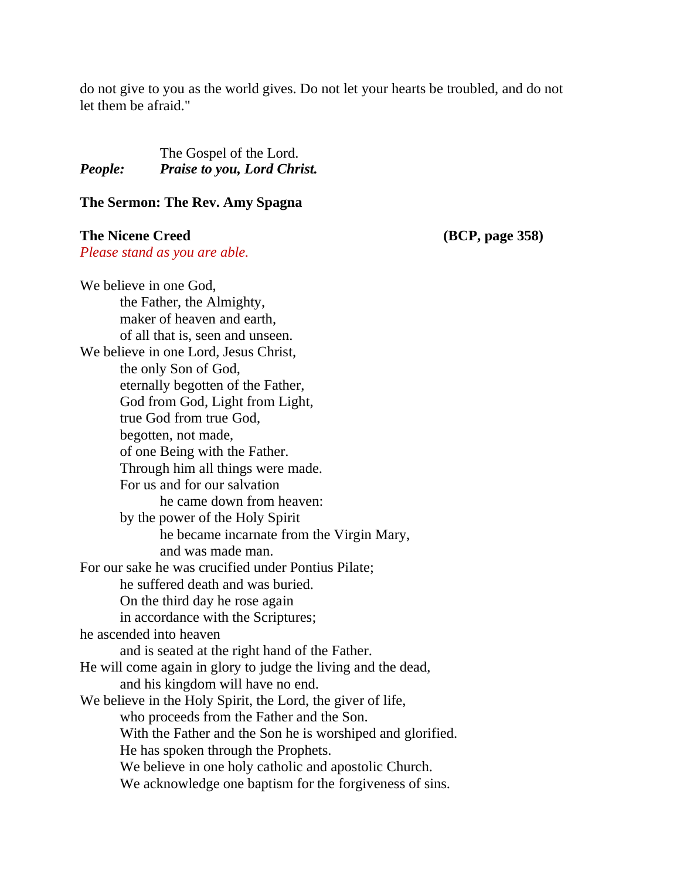do not give to you as the world gives. Do not let your hearts be troubled, and do not let them be afraid."

The Gospel of the Lord.
***People:*** ***Praise to you, Lord Christ.***

**The Sermon: The Rev. Amy Spagna**

**The Nicene Creed** **(BCP, page 358)**

*Please stand as you are able.*

We believe in one God,
the Father, the Almighty,
maker of heaven and earth,
of all that is, seen and unseen.
We believe in one Lord, Jesus Christ,
the only Son of God,
eternally begotten of the Father,
God from God, Light from Light,
true God from true God,
begotten, not made,
of one Being with the Father.
Through him all things were made.
For us and for our salvation
he came down from heaven:
by the power of the Holy Spirit
he became incarnate from the Virgin Mary,
and was made man.
For our sake he was crucified under Pontius Pilate;
he suffered death and was buried.
On the third day he rose again
in accordance with the Scriptures;
he ascended into heaven
and is seated at the right hand of the Father.
He will come again in glory to judge the living and the dead,
and his kingdom will have no end.
We believe in the Holy Spirit, the Lord, the giver of life,
who proceeds from the Father and the Son.
With the Father and the Son he is worshiped and glorified.
He has spoken through the Prophets.
We believe in one holy catholic and apostolic Church.
We acknowledge one baptism for the forgiveness of sins.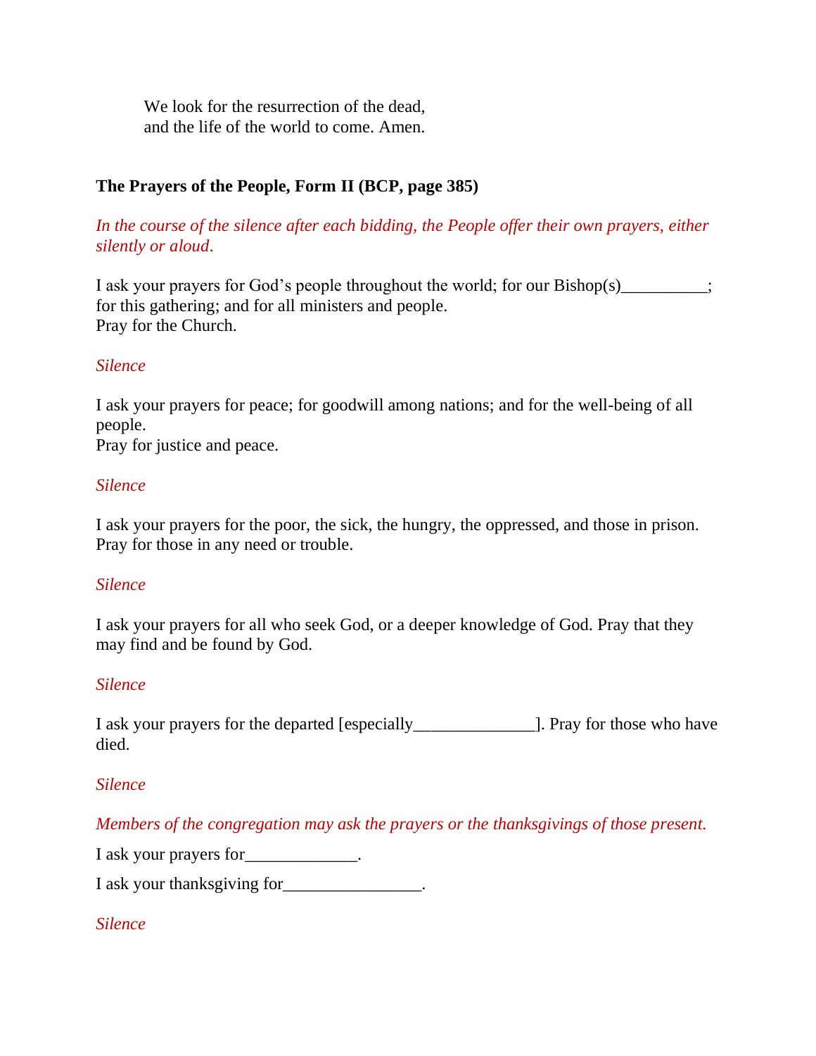We look for the resurrection of the dead,
and the life of the world to come. Amen.

**The Prayers of the People, Form II (BCP, page 385)**

*In the course of the silence after each bidding, the People offer their own prayers, either silently or aloud.*

I ask your prayers for God's people throughout the world; for our Bishop(s)__________; for this gathering; and for all ministers and people.
Pray for the Church.

*Silence*

I ask your prayers for peace; for goodwill among nations; and for the well-being of all people.
Pray for justice and peace.

*Silence*

I ask your prayers for the poor, the sick, the hungry, the oppressed, and those in prison.
Pray for those in any need or trouble.

*Silence*

I ask your prayers for all who seek God, or a deeper knowledge of God. Pray that they may find and be found by God.

*Silence*

I ask your prayers for the departed [especially______________]. Pray for those who have died.

*Silence*

*Members of the congregation may ask the prayers or the thanksgivings of those present.*

I ask your prayers for_____________.

I ask your thanksgiving for________________.

*Silence*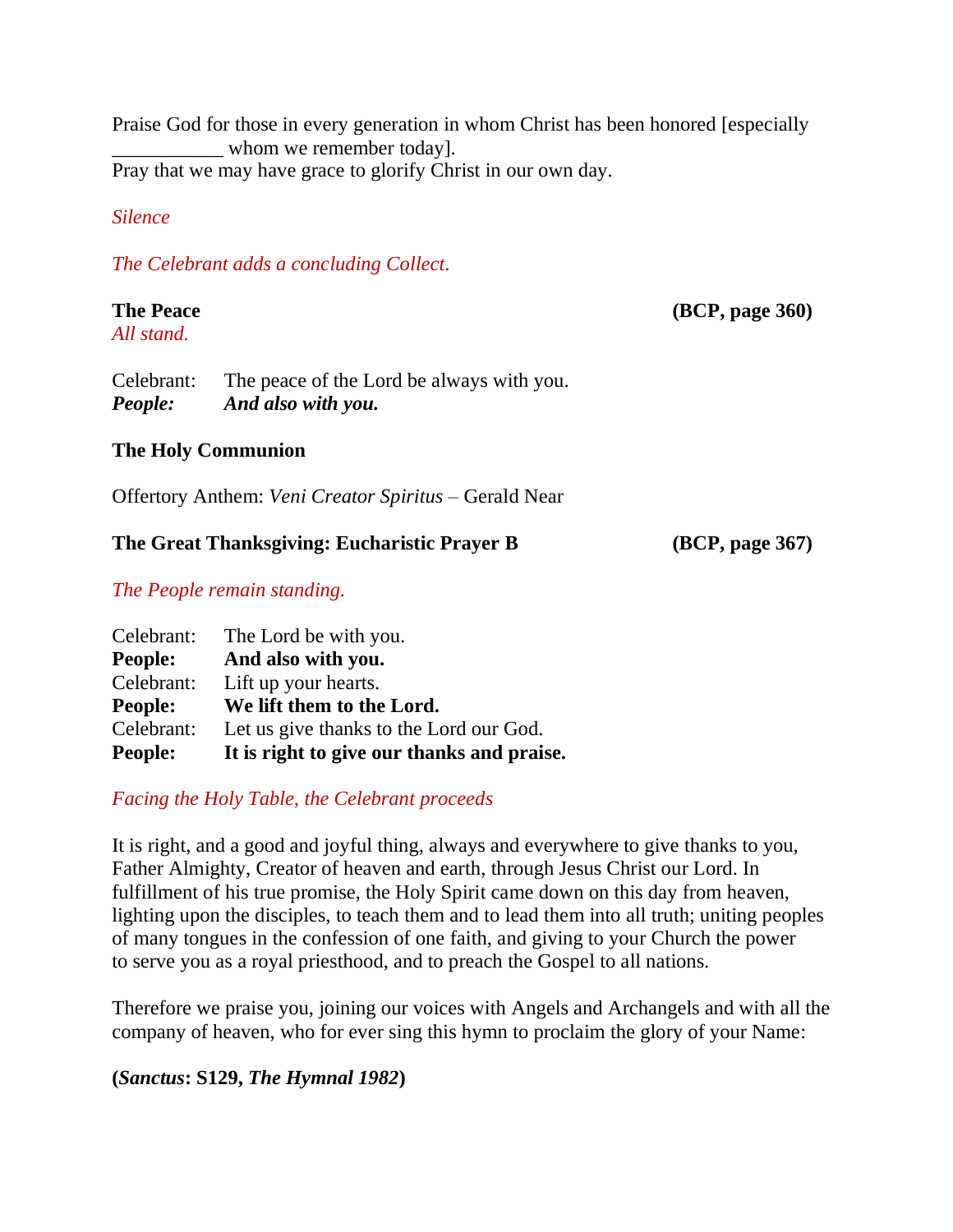Praise God for those in every generation in whom Christ has been honored [especially ___________ whom we remember today].
Pray that we may have grace to glorify Christ in our own day.

*Silence*

*The Celebrant adds a concluding Collect.*

**The Peace** **(BCP, page 360)**
*All stand.*

Celebrant: The peace of the Lord be always with you.
***People: And also with you.***

**The Holy Communion**

Offertory Anthem: *Veni Creator Spiritus* – Gerald Near

**The Great Thanksgiving: Eucharistic Prayer B** **(BCP, page 367)**

*The People remain standing.*

Celebrant: The Lord be with you.
**People: And also with you.**
Celebrant: Lift up your hearts.
**People: We lift them to the Lord.**
Celebrant: Let us give thanks to the Lord our God.
**People: It is right to give our thanks and praise.**

*Facing the Holy Table, the Celebrant proceeds*

It is right, and a good and joyful thing, always and everywhere to give thanks to you, Father Almighty, Creator of heaven and earth, through Jesus Christ our Lord. In fulfillment of his true promise, the Holy Spirit came down on this day from heaven, lighting upon the disciples, to teach them and to lead them into all truth; uniting peoples of many tongues in the confession of one faith, and giving to your Church the power to serve you as a royal priesthood, and to preach the Gospel to all nations.

Therefore we praise you, joining our voices with Angels and Archangels and with all the company of heaven, who for ever sing this hymn to proclaim the glory of your Name:

**(*Sanctus*: S129, *The Hymnal 1982*)**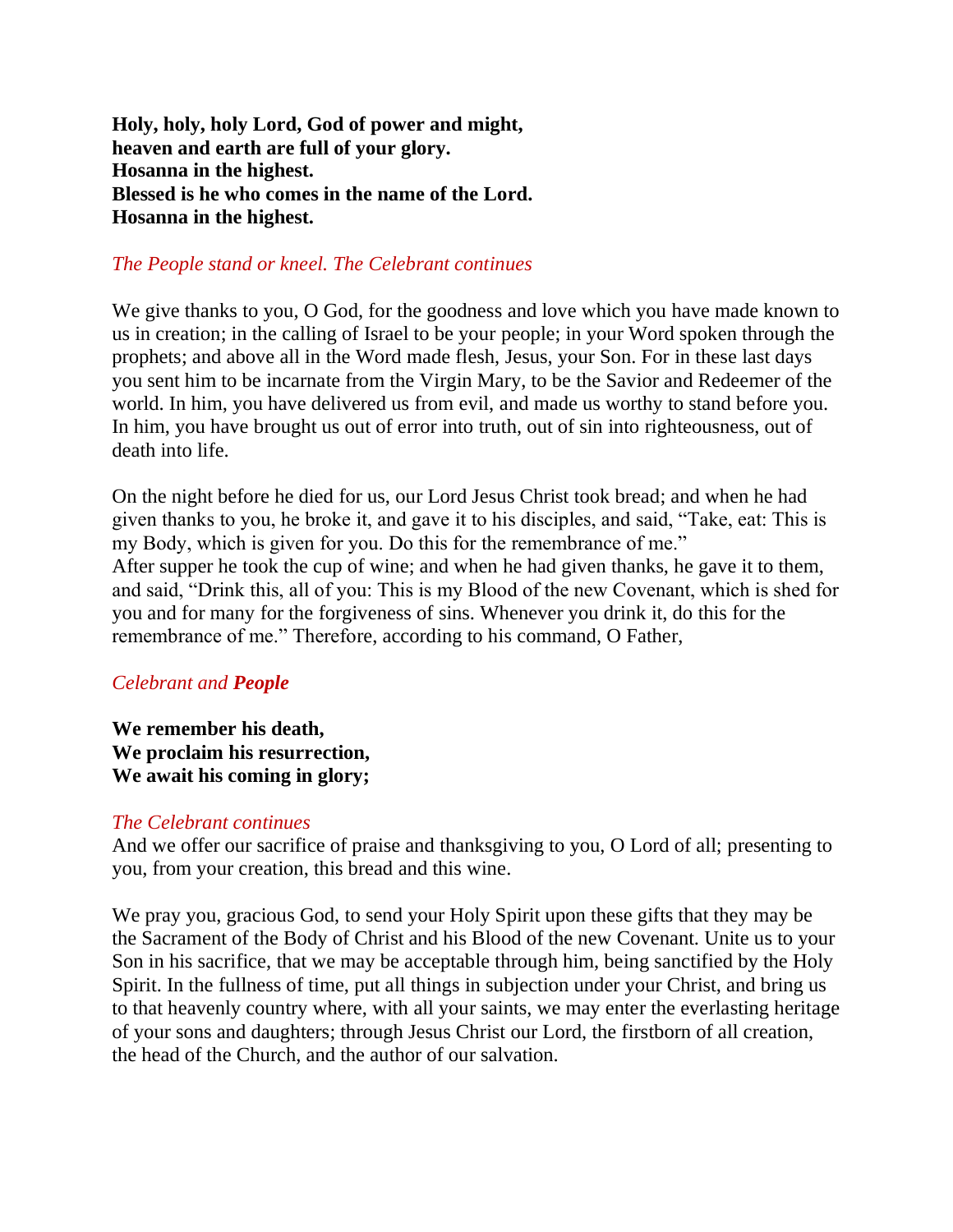**Holy, holy, holy Lord, God of power and might,**
**heaven and earth are full of your glory.**
**Hosanna in the highest.**
**Blessed is he who comes in the name of the Lord.**
**Hosanna in the highest.**

*The People stand or kneel. The Celebrant continues*

We give thanks to you, O God, for the goodness and love which you have made known to us in creation; in the calling of Israel to be your people; in your Word spoken through the prophets; and above all in the Word made flesh, Jesus, your Son. For in these last days you sent him to be incarnate from the Virgin Mary, to be the Savior and Redeemer of the world. In him, you have delivered us from evil, and made us worthy to stand before you. In him, you have brought us out of error into truth, out of sin into righteousness, out of death into life.

On the night before he died for us, our Lord Jesus Christ took bread; and when he had given thanks to you, he broke it, and gave it to his disciples, and said, "Take, eat: This is my Body, which is given for you. Do this for the remembrance of me."
After supper he took the cup of wine; and when he had given thanks, he gave it to them, and said, "Drink this, all of you: This is my Blood of the new Covenant, which is shed for you and for many for the forgiveness of sins. Whenever you drink it, do this for the remembrance of me." Therefore, according to his command, O Father,

*Celebrant and* ***People***

**We remember his death,**
**We proclaim his resurrection,**
**We await his coming in glory;**

*The Celebrant continues*
And we offer our sacrifice of praise and thanksgiving to you, O Lord of all; presenting to you, from your creation, this bread and this wine.

We pray you, gracious God, to send your Holy Spirit upon these gifts that they may be the Sacrament of the Body of Christ and his Blood of the new Covenant. Unite us to your Son in his sacrifice, that we may be acceptable through him, being sanctified by the Holy Spirit. In the fullness of time, put all things in subjection under your Christ, and bring us to that heavenly country where, with all your saints, we may enter the everlasting heritage of your sons and daughters; through Jesus Christ our Lord, the firstborn of all creation, the head of the Church, and the author of our salvation.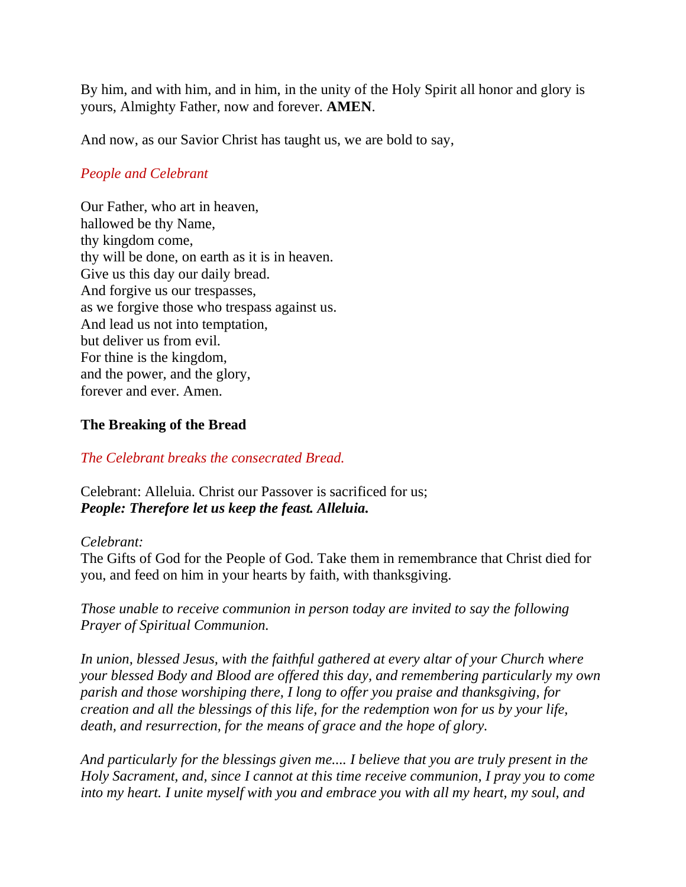By him, and with him, and in him, in the unity of the Holy Spirit all honor and glory is yours, Almighty Father, now and forever. **AMEN**.

And now, as our Savior Christ has taught us, we are bold to say,

*People and Celebrant*

Our Father, who art in heaven,
hallowed be thy Name,
thy kingdom come,
thy will be done, on earth as it is in heaven.
Give us this day our daily bread.
And forgive us our trespasses,
as we forgive those who trespass against us.
And lead us not into temptation,
but deliver us from evil.
For thine is the kingdom,
and the power, and the glory,
forever and ever. Amen.

**The Breaking of the Bread**

*The Celebrant breaks the consecrated Bread.*

Celebrant: Alleluia. Christ our Passover is sacrificed for us;
***People: Therefore let us keep the feast. Alleluia.***

*Celebrant:*
The Gifts of God for the People of God. Take them in remembrance that Christ died for you, and feed on him in your hearts by faith, with thanksgiving.

*Those unable to receive communion in person today are invited to say the following Prayer of Spiritual Communion.*

*In union, blessed Jesus, with the faithful gathered at every altar of your Church where your blessed Body and Blood are offered this day, and remembering particularly my own parish and those worshiping there, I long to offer you praise and thanksgiving, for creation and all the blessings of this life, for the redemption won for us by your life, death, and resurrection, for the means of grace and the hope of glory.*

*And particularly for the blessings given me.... I believe that you are truly present in the Holy Sacrament, and, since I cannot at this time receive communion, I pray you to come into my heart. I unite myself with you and embrace you with all my heart, my soul, and*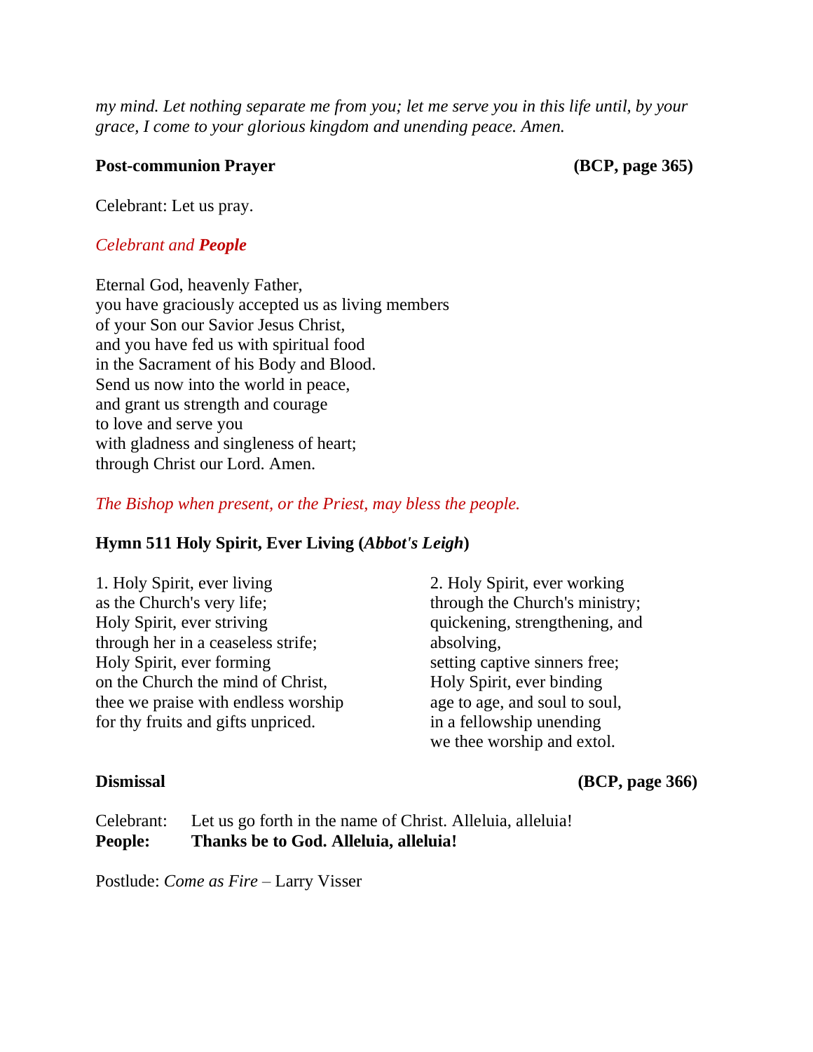*my mind. Let nothing separate me from you; let me serve you in this life until, by your grace, I come to your glorious kingdom and unending peace. Amen.*

**Post-communion Prayer** **(BCP, page 365)**

Celebrant: Let us pray.

*Celebrant and* ***People***

Eternal God, heavenly Father,
you have graciously accepted us as living members
of your Son our Savior Jesus Christ,
and you have fed us with spiritual food
in the Sacrament of his Body and Blood.
Send us now into the world in peace,
and grant us strength and courage
to love and serve you
with gladness and singleness of heart;
through Christ our Lord. Amen.

*The Bishop when present, or the Priest, may bless the people.*

**Hymn 511 Holy Spirit, Ever Living (*Abbot's Leigh*)**

1. Holy Spirit, ever living
as the Church's very life;
Holy Spirit, ever striving
through her in a ceaseless strife;
Holy Spirit, ever forming
on the Church the mind of Christ,
thee we praise with endless worship
for thy fruits and gifts unpriced.

2. Holy Spirit, ever working
through the Church's ministry;
quickening, strengthening, and absolving,
setting captive sinners free;
Holy Spirit, ever binding
age to age, and soul to soul,
in a fellowship unending
we thee worship and extol.

**Dismissal** **(BCP, page 366)**

Celebrant: Let us go forth in the name of Christ. Alleluia, alleluia!
**People: Thanks be to God. Alleluia, alleluia!**

Postlude: *Come as Fire* – Larry Visser